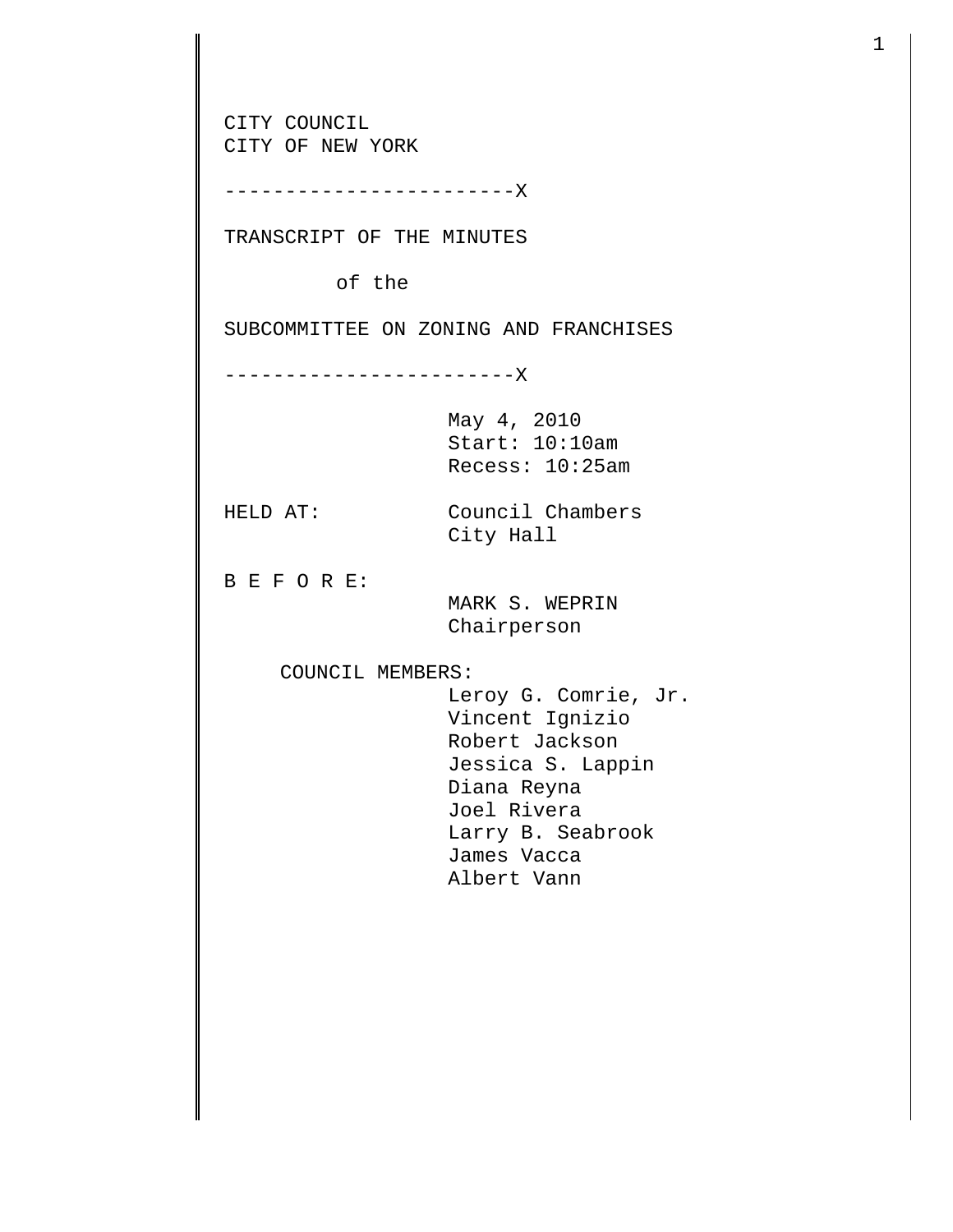CITY COUNCIL
CITY OF NEW YORK

------------------------X

TRANSCRIPT OF THE MINUTES

of the

SUBCOMMITTEE ON ZONING AND FRANCHISES

------------------------X

May 4, 2010
Start: 10:10am
Recess: 10:25am

HELD AT: Council Chambers
City Hall

B E F O R E:
MARK S. WEPRIN
Chairperson

COUNCIL MEMBERS:
Leroy G. Comrie, Jr.
Vincent Ignizio
Robert Jackson
Jessica S. Lappin
Diana Reyna
Joel Rivera
Larry B. Seabrook
James Vacca
Albert Vann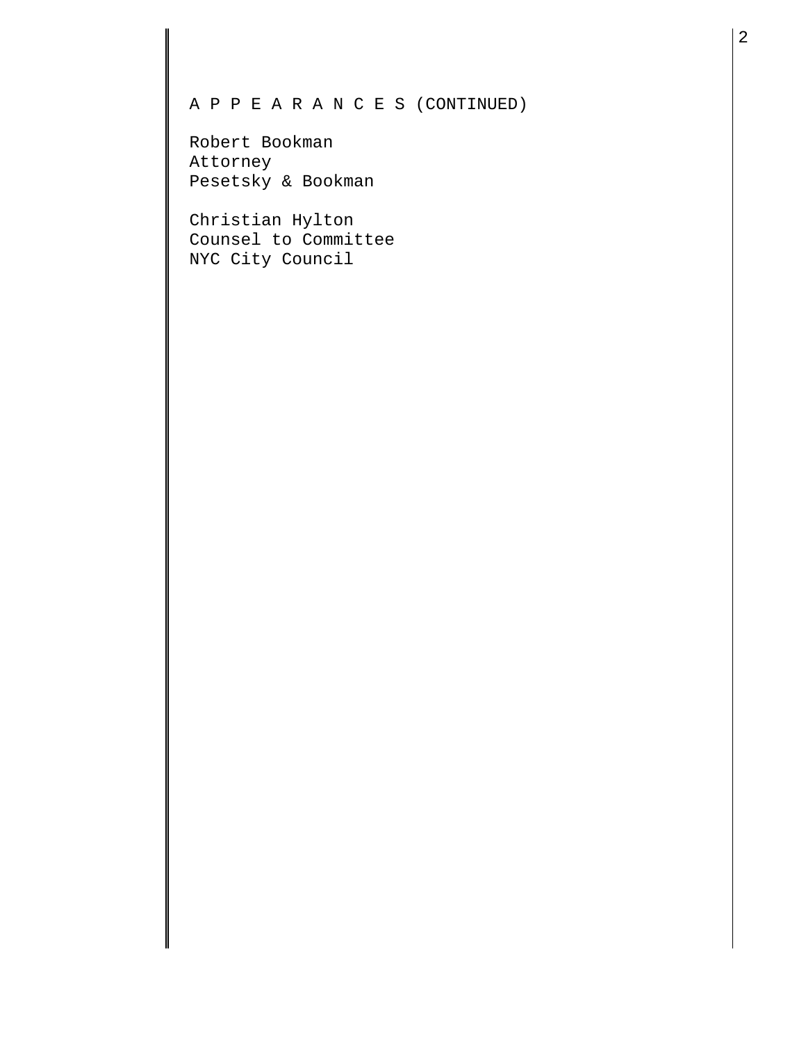A P P E A R A N C E S (CONTINUED)

Robert Bookman
Attorney
Pesetsky & Bookman

Christian Hylton
Counsel to Committee
NYC City Council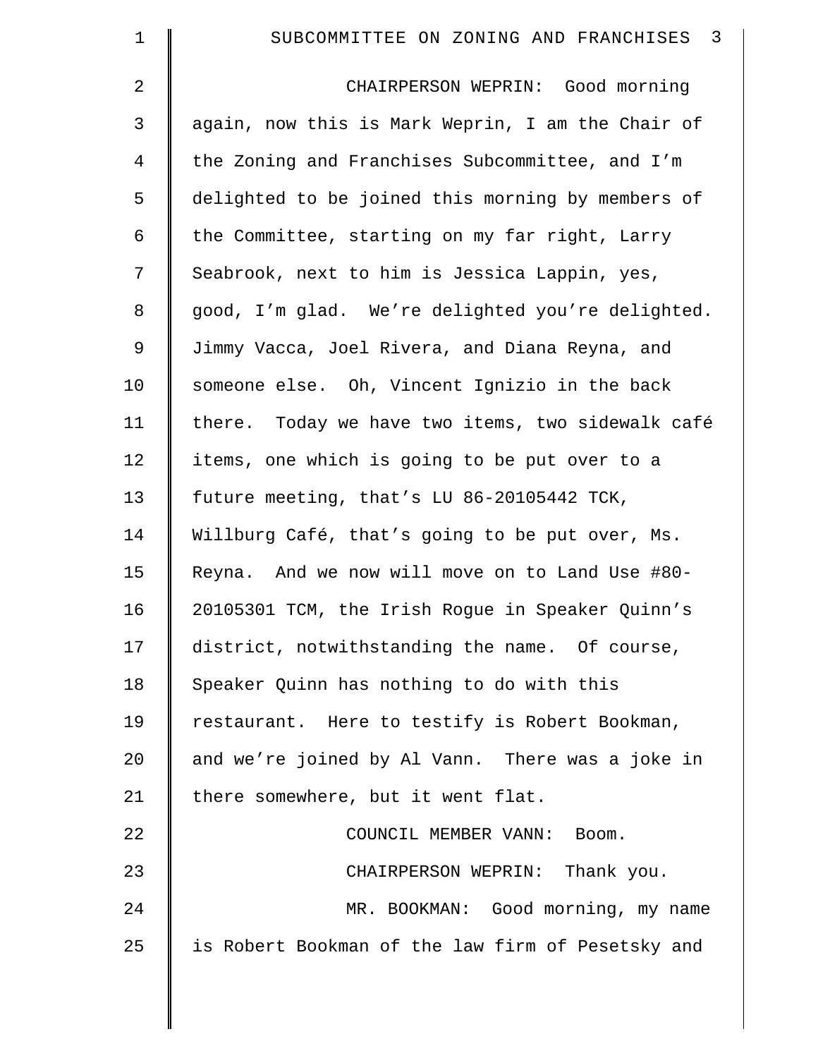CHAIRPERSON WEPRIN: Good morning again, now this is Mark Weprin, I am the Chair of the Zoning and Franchises Subcommittee, and I'm delighted to be joined this morning by members of the Committee, starting on my far right, Larry Seabrook, next to him is Jessica Lappin, yes, good, I'm glad. We're delighted you're delighted. Jimmy Vacca, Joel Rivera, and Diana Reyna, and someone else. Oh, Vincent Ignizio in the back there. Today we have two items, two sidewalk café items, one which is going to be put over to a future meeting, that's LU 86-20105442 TCK, Willburg Café, that's going to be put over, Ms. Reyna. And we now will move on to Land Use #80-20105301 TCM, the Irish Rogue in Speaker Quinn's district, notwithstanding the name. Of course, Speaker Quinn has nothing to do with this restaurant. Here to testify is Robert Bookman, and we're joined by Al Vann. There was a joke in there somewhere, but it went flat.

COUNCIL MEMBER VANN: Boom.

CHAIRPERSON WEPRIN: Thank you.

MR. BOOKMAN: Good morning, my name is Robert Bookman of the law firm of Pesetsky and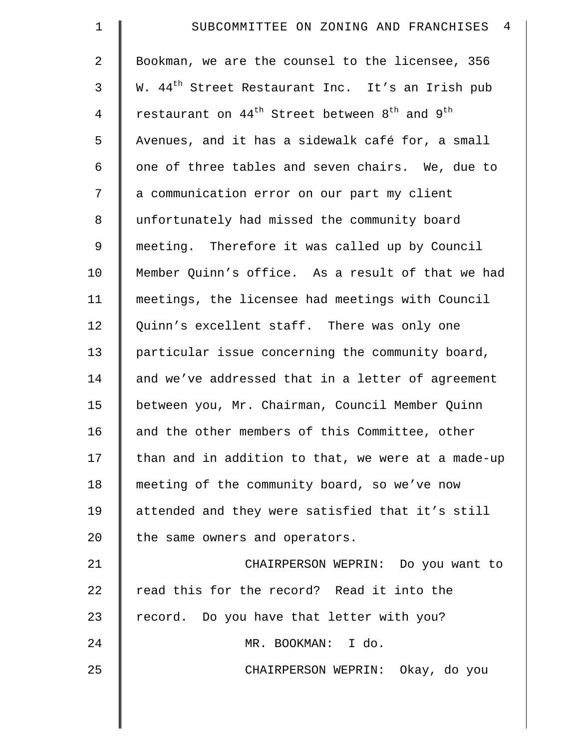Bookman, we are the counsel to the licensee, 356 W. 44th Street Restaurant Inc. It's an Irish pub restaurant on 44th Street between 8th and 9th Avenues, and it has a sidewalk café for, a small one of three tables and seven chairs. We, due to a communication error on our part my client unfortunately had missed the community board meeting. Therefore it was called up by Council Member Quinn's office. As a result of that we had meetings, the licensee had meetings with Council Quinn's excellent staff. There was only one particular issue concerning the community board, and we've addressed that in a letter of agreement between you, Mr. Chairman, Council Member Quinn and the other members of this Committee, other than and in addition to that, we were at a made-up meeting of the community board, so we've now attended and they were satisfied that it's still the same owners and operators.

CHAIRPERSON WEPRIN: Do you want to read this for the record? Read it into the record. Do you have that letter with you?

MR. BOOKMAN: I do.

CHAIRPERSON WEPRIN: Okay, do you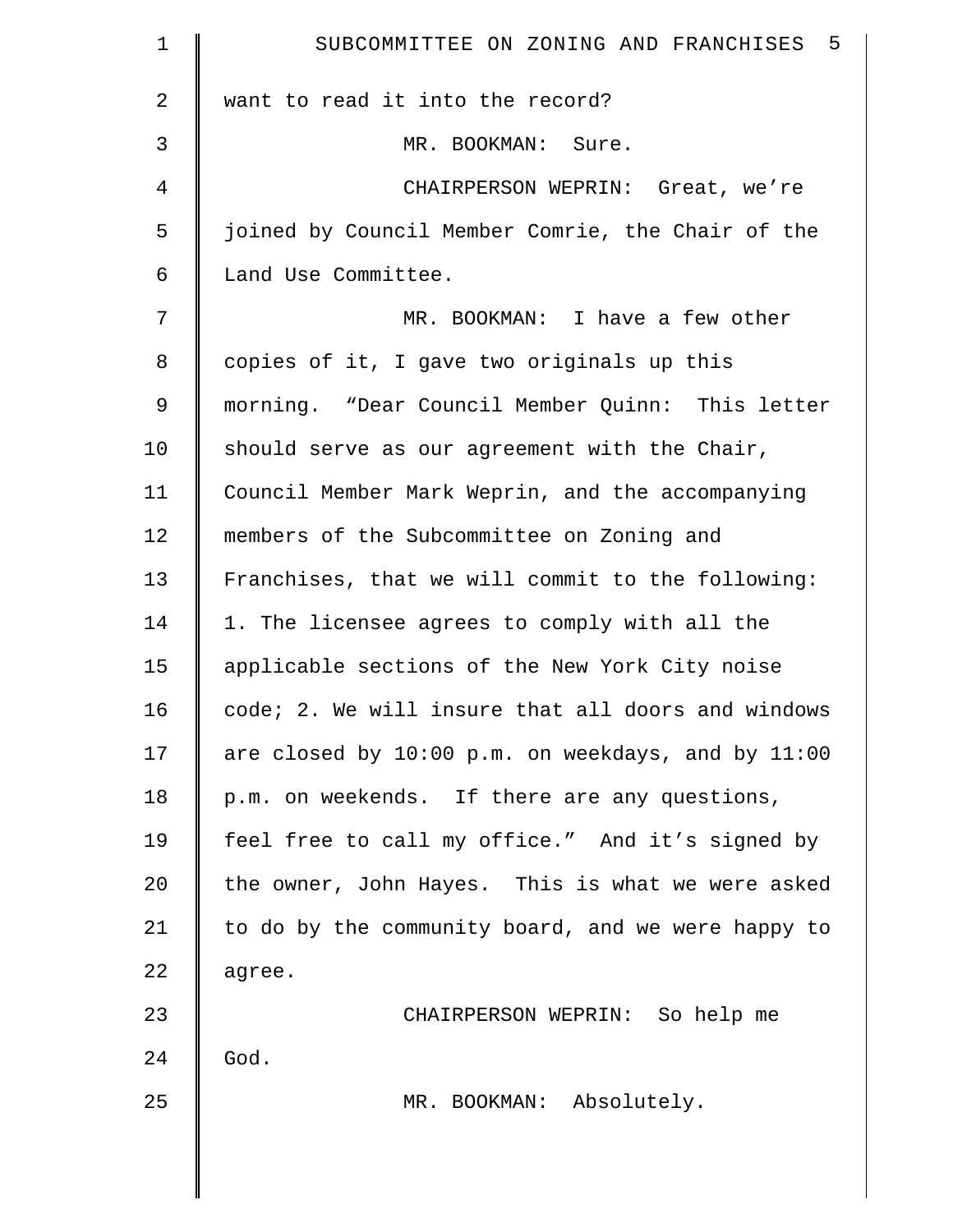want to read it into the record?

MR. BOOKMAN: Sure.

CHAIRPERSON WEPRIN: Great, we're joined by Council Member Comrie, the Chair of the Land Use Committee.

MR. BOOKMAN: I have a few other copies of it, I gave two originals up this morning. "Dear Council Member Quinn: This letter should serve as our agreement with the Chair, Council Member Mark Weprin, and the accompanying members of the Subcommittee on Zoning and Franchises, that we will commit to the following: 1. The licensee agrees to comply with all the applicable sections of the New York City noise code; 2. We will insure that all doors and windows are closed by 10:00 p.m. on weekdays, and by 11:00 p.m. on weekends. If there are any questions, feel free to call my office." And it's signed by the owner, John Hayes. This is what we were asked to do by the community board, and we were happy to agree.

CHAIRPERSON WEPRIN: So help me God.

MR. BOOKMAN: Absolutely.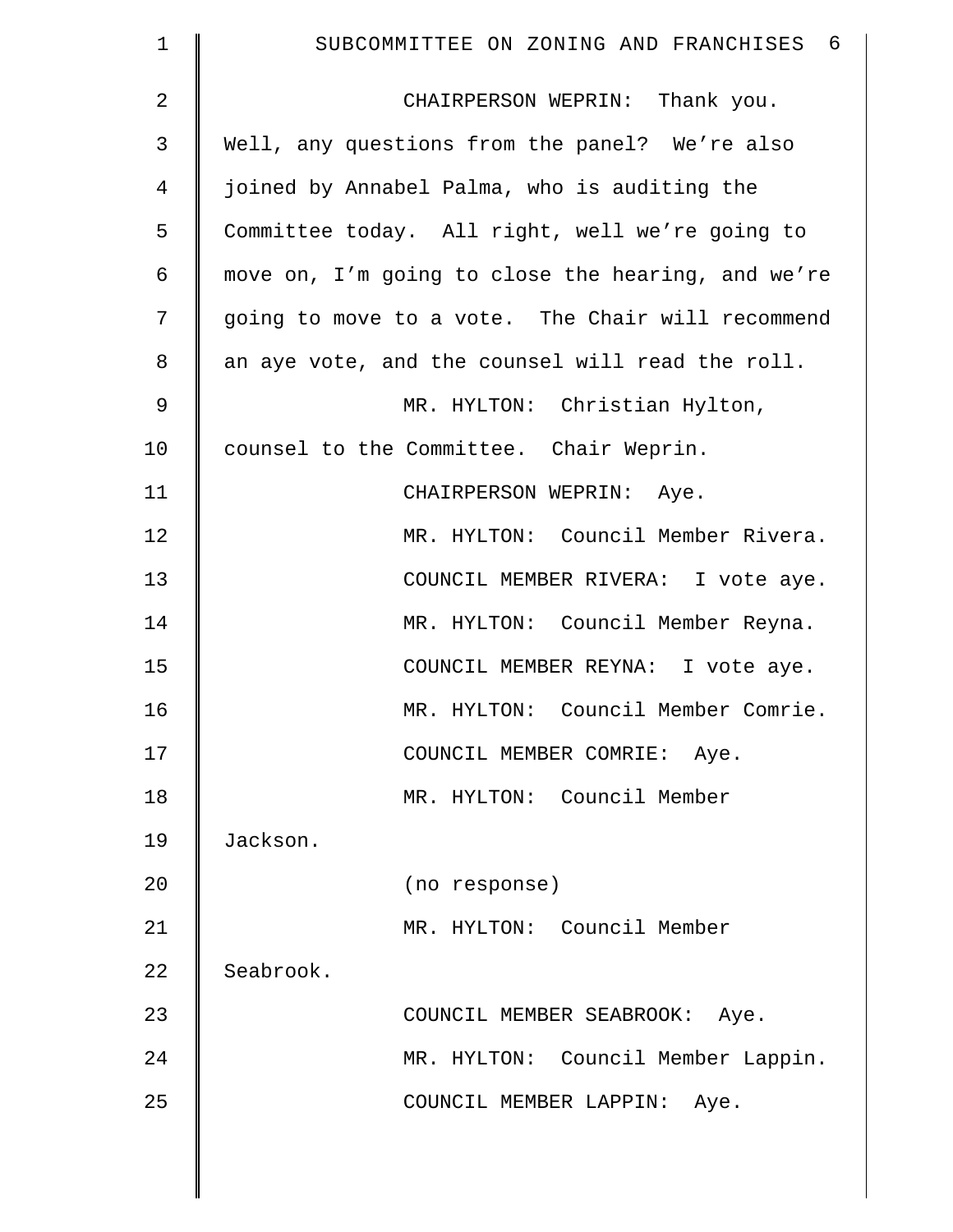CHAIRPERSON WEPRIN: Thank you. Well, any questions from the panel? We're also joined by Annabel Palma, who is auditing the Committee today. All right, well we're going to move on, I'm going to close the hearing, and we're going to move to a vote. The Chair will recommend an aye vote, and the counsel will read the roll.

MR. HYLTON: Christian Hylton, counsel to the Committee. Chair Weprin.

CHAIRPERSON WEPRIN: Aye.

MR. HYLTON: Council Member Rivera.

COUNCIL MEMBER RIVERA: I vote aye.

MR. HYLTON: Council Member Reyna.

COUNCIL MEMBER REYNA: I vote aye.

MR. HYLTON: Council Member Comrie.

COUNCIL MEMBER COMRIE: Aye.

MR. HYLTON: Council Member Jackson.

(no response)

MR. HYLTON: Council Member Seabrook.

COUNCIL MEMBER SEABROOK: Aye.

MR. HYLTON: Council Member Lappin.

COUNCIL MEMBER LAPPIN: Aye.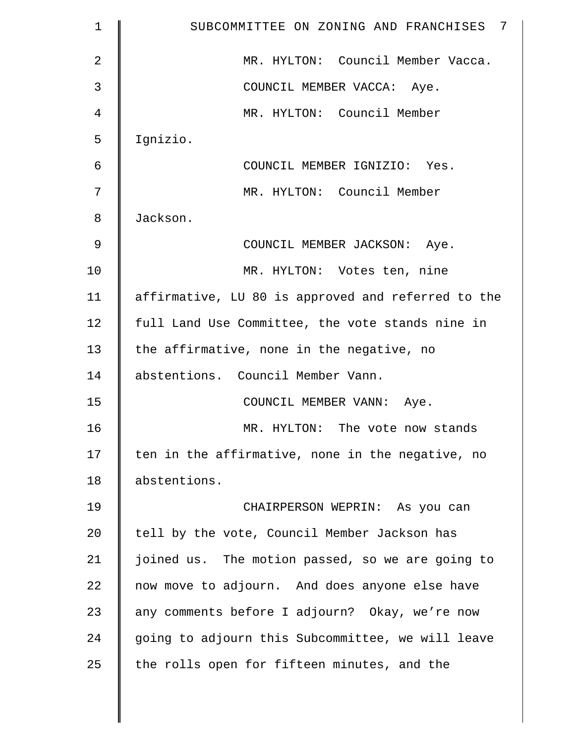MR. HYLTON: Council Member Vacca.

COUNCIL MEMBER VACCA: Aye.

MR. HYLTON: Council Member Ignizio.

COUNCIL MEMBER IGNIZIO: Yes.

MR. HYLTON: Council Member Jackson.

COUNCIL MEMBER JACKSON: Aye.

MR. HYLTON: Votes ten, nine affirmative, LU 80 is approved and referred to the full Land Use Committee, the vote stands nine in the affirmative, none in the negative, no abstentions. Council Member Vann.

COUNCIL MEMBER VANN: Aye.

MR. HYLTON: The vote now stands ten in the affirmative, none in the negative, no abstentions.

CHAIRPERSON WEPRIN: As you can tell by the vote, Council Member Jackson has joined us. The motion passed, so we are going to now move to adjourn. And does anyone else have any comments before I adjourn? Okay, we're now going to adjourn this Subcommittee, we will leave the rolls open for fifteen minutes, and the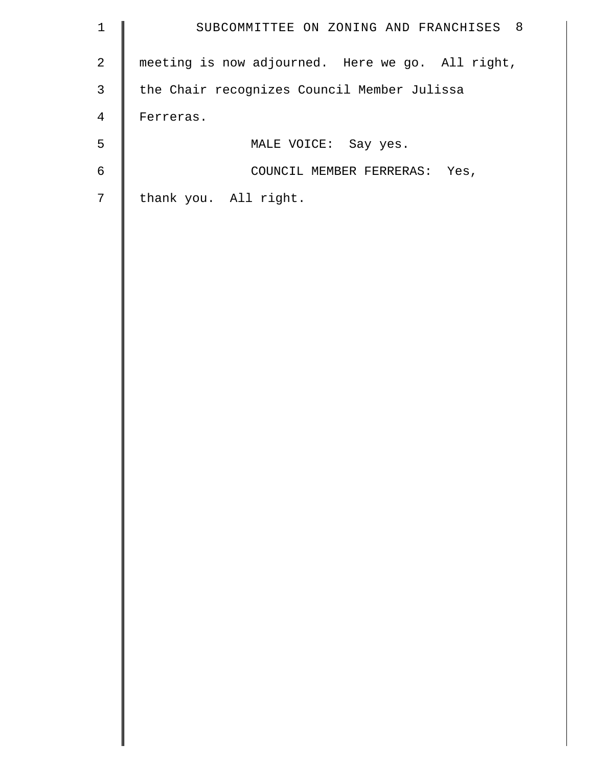meeting is now adjourned. Here we go. All right, the Chair recognizes Council Member Julissa Ferreras.

MALE VOICE: Say yes.

COUNCIL MEMBER FERRERAS: Yes, thank you. All right.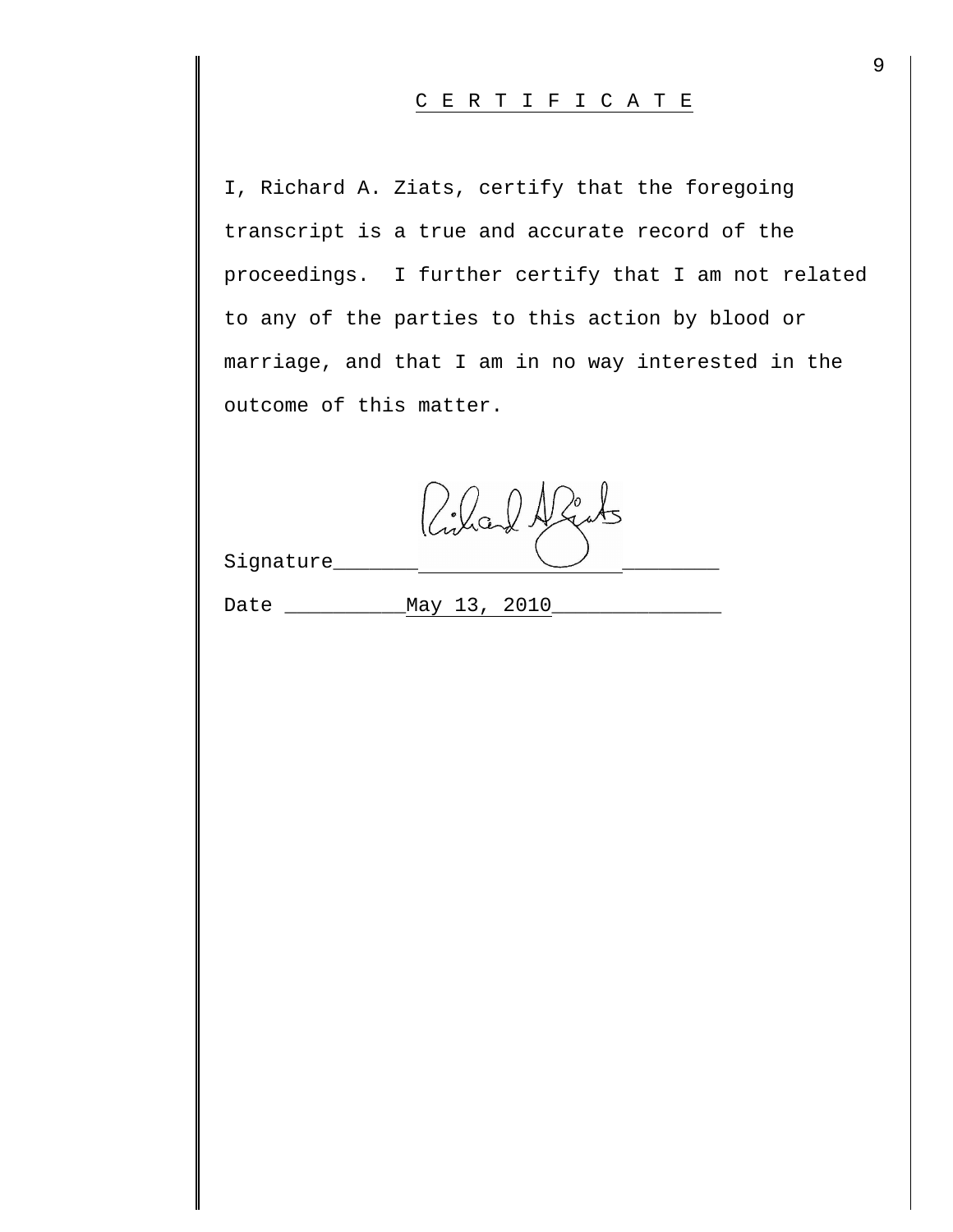# C E R T I F I C A T E

I, Richard A. Ziats, certify that the foregoing transcript is a true and accurate record of the proceedings. I further certify that I am not related to any of the parties to this action by blood or marriage, and that I am in no way interested in the outcome of this matter.

Signature_________________________________

Date __________May 13, 2010______________